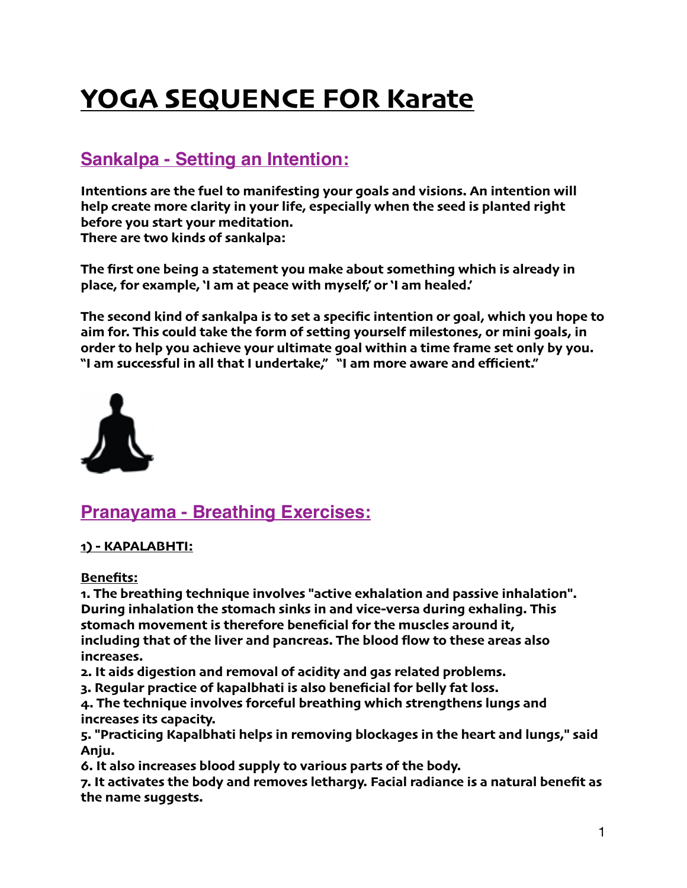# YOGA SEQUENCE FOR Karate

## Sankalpa - Setting an Intention:

**Intentions are the fuel to manifesting your goals and visions. An intention will help create more clarity in your life, especially when the seed is planted right before you start your meditation.**
**There are two kinds of sankalpa:**

**The first one being a statement you make about something which is already in place, for example, 'I am at peace with myself,' or 'I am healed.'**

**The second kind of sankalpa is to set a specific intention or goal, which you hope to aim for. This could take the form of setting yourself milestones, or mini goals, in order to help you achieve your ultimate goal within a time frame set only by you. "I am successful in all that I undertake," "I am more aware and efficient."**

## Pranayama - Breathing Exercises:

### 1) - KAPALABHTI:

**Benefits:**

**1. The breathing technique involves "active exhalation and passive inhalation". During inhalation the stomach sinks in and vice-versa during exhaling. This stomach movement is therefore beneficial for the muscles around it, including that of the liver and pancreas. The blood flow to these areas also increases.**
**2. It aids digestion and removal of acidity and gas related problems.**
**3. Regular practice of kapalbhati is also beneficial for belly fat loss.**
**4. The technique involves forceful breathing which strengthens lungs and increases its capacity.**
**5. "Practicing Kapalbhati helps in removing blockages in the heart and lungs," said Anju.**
**6. It also increases blood supply to various parts of the body.**
**7. It activates the body and removes lethargy. Facial radiance is a natural benefit as the name suggests.**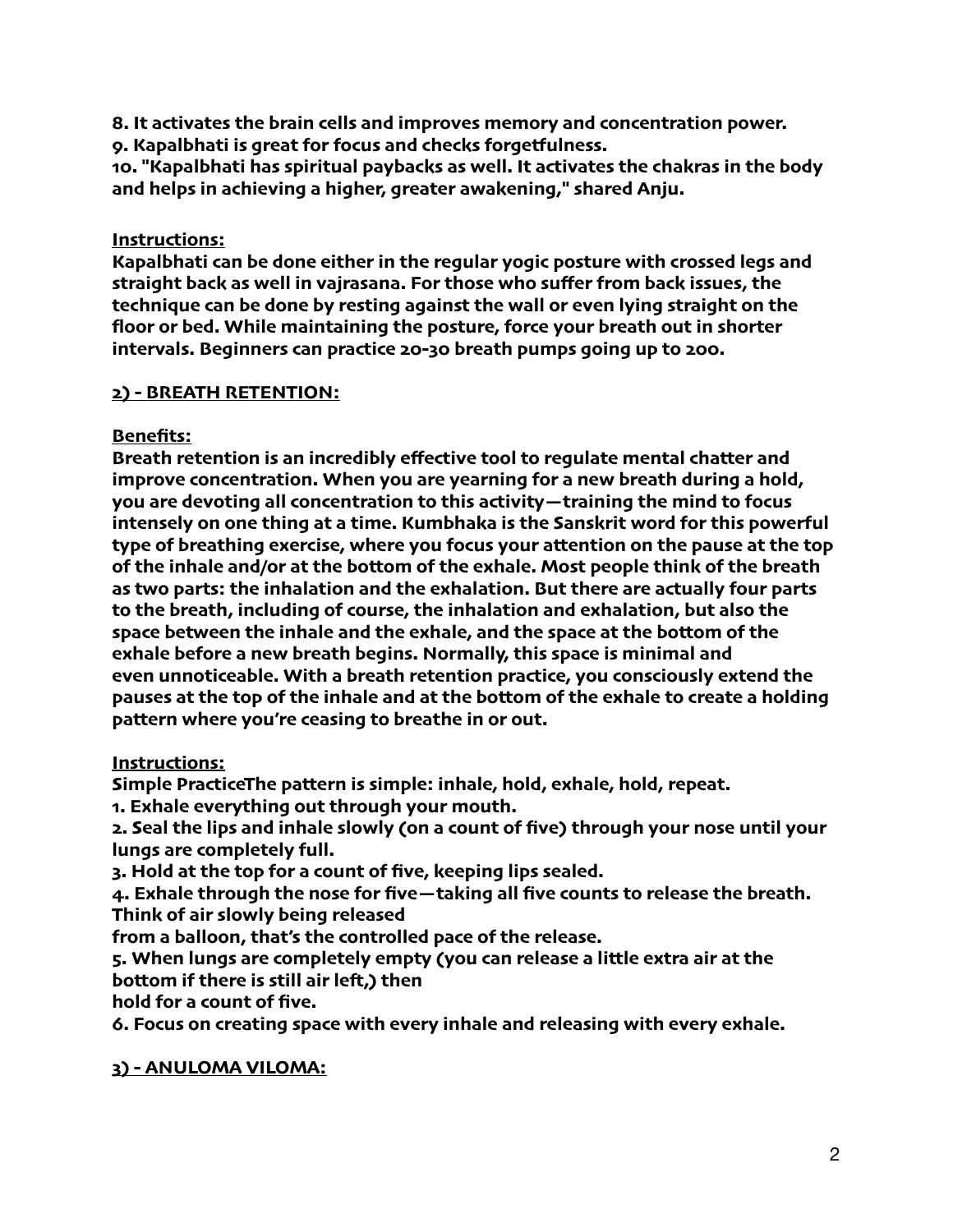**8. It activates the brain cells and improves memory and concentration power.**
**9. Kapalbhati is great for focus and checks forgetfulness.**
**10. "Kapalbhati has spiritual paybacks as well. It activates the chakras in the body and helps in achieving a higher, greater awakening," shared Anju.**

**Instructions:**

**Kapalbhati can be done either in the regular yogic posture with crossed legs and straight back as well in vajrasana. For those who suffer from back issues, the technique can be done by resting against the wall or even lying straight on the floor or bed. While maintaining the posture, force your breath out in shorter intervals. Beginners can practice 20-30 breath pumps going up to 200.**

## 2) - BREATH RETENTION:

**Benefits:**

**Breath retention is an incredibly effective tool to regulate mental chatter and improve concentration. When you are yearning for a new breath during a hold, you are devoting all concentration to this activity—training the mind to focus intensely on one thing at a time. Kumbhaka is the Sanskrit word for this powerful type of breathing exercise, where you focus your attention on the pause at the top of the inhale and/or at the bottom of the exhale. Most people think of the breath as two parts: the inhalation and the exhalation. But there are actually four parts to the breath, including of course, the inhalation and exhalation, but also the space between the inhale and the exhale, and the space at the bottom of the exhale before a new breath begins. Normally, this space is minimal and even unnoticeable. With a breath retention practice, you consciously extend the pauses at the top of the inhale and at the bottom of the exhale to create a holding pattern where you're ceasing to breathe in or out.**

**Instructions:**

**Simple PracticeThe pattern is simple: inhale, hold, exhale, hold, repeat.**
**1. Exhale everything out through your mouth.**
**2. Seal the lips and inhale slowly (on a count of five) through your nose until your lungs are completely full.**
**3. Hold at the top for a count of five, keeping lips sealed.**
**4. Exhale through the nose for five—taking all five counts to release the breath. Think of air slowly being released from a balloon, that's the controlled pace of the release.**
**5. When lungs are completely empty (you can release a little extra air at the bottom if there is still air left,) then hold for a count of five.**
**6. Focus on creating space with every inhale and releasing with every exhale.**

## 3) - ANULOMA VILOMA: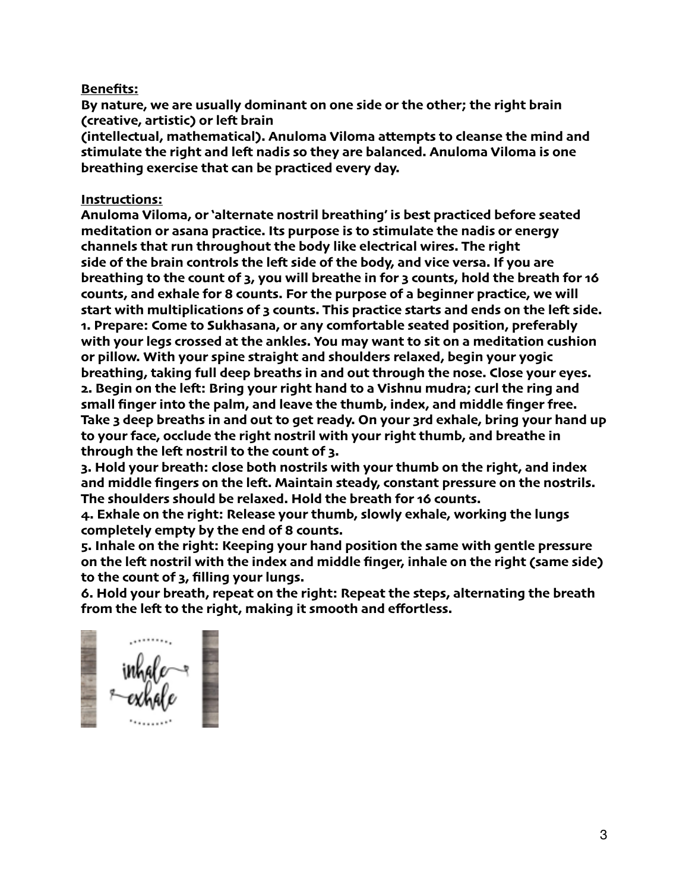**<u>Benefits:</u>**

**By nature, we are usually dominant on one side or the other; the right brain (creative, artistic) or left brain (intellectual, mathematical). Anuloma Viloma attempts to cleanse the mind and stimulate the right and left nadis so they are balanced. Anuloma Viloma is one breathing exercise that can be practiced every day.**

**<u>Instructions:</u>**

**Anuloma Viloma, or 'alternate nostril breathing' is best practiced before seated meditation or asana practice. Its purpose is to stimulate the nadis or energy channels that run throughout the body like electrical wires. The right side of the brain controls the left side of the body, and vice versa. If you are breathing to the count of 3, you will breathe in for 3 counts, hold the breath for 16 counts, and exhale for 8 counts. For the purpose of a beginner practice, we will start with multiplications of 3 counts. This practice starts and ends on the left side.**

**1. Prepare: Come to Sukhasana, or any comfortable seated position, preferably with your legs crossed at the ankles. You may want to sit on a meditation cushion or pillow. With your spine straight and shoulders relaxed, begin your yogic breathing, taking full deep breaths in and out through the nose. Close your eyes.**

**2. Begin on the left: Bring your right hand to a Vishnu mudra; curl the ring and small finger into the palm, and leave the thumb, index, and middle finger free. Take 3 deep breaths in and out to get ready. On your 3rd exhale, bring your hand up to your face, occlude the right nostril with your right thumb, and breathe in through the left nostril to the count of 3.**

**3. Hold your breath: close both nostrils with your thumb on the right, and index and middle fingers on the left. Maintain steady, constant pressure on the nostrils. The shoulders should be relaxed. Hold the breath for 16 counts.**

**4. Exhale on the right: Release your thumb, slowly exhale, working the lungs completely empty by the end of 8 counts.**

**5. Inhale on the right: Keeping your hand position the same with gentle pressure on the left nostril with the index and middle finger, inhale on the right (same side) to the count of 3, filling your lungs.**

**6. Hold your breath, repeat on the right: Repeat the steps, alternating the breath from the left to the right, making it smooth and effortless.**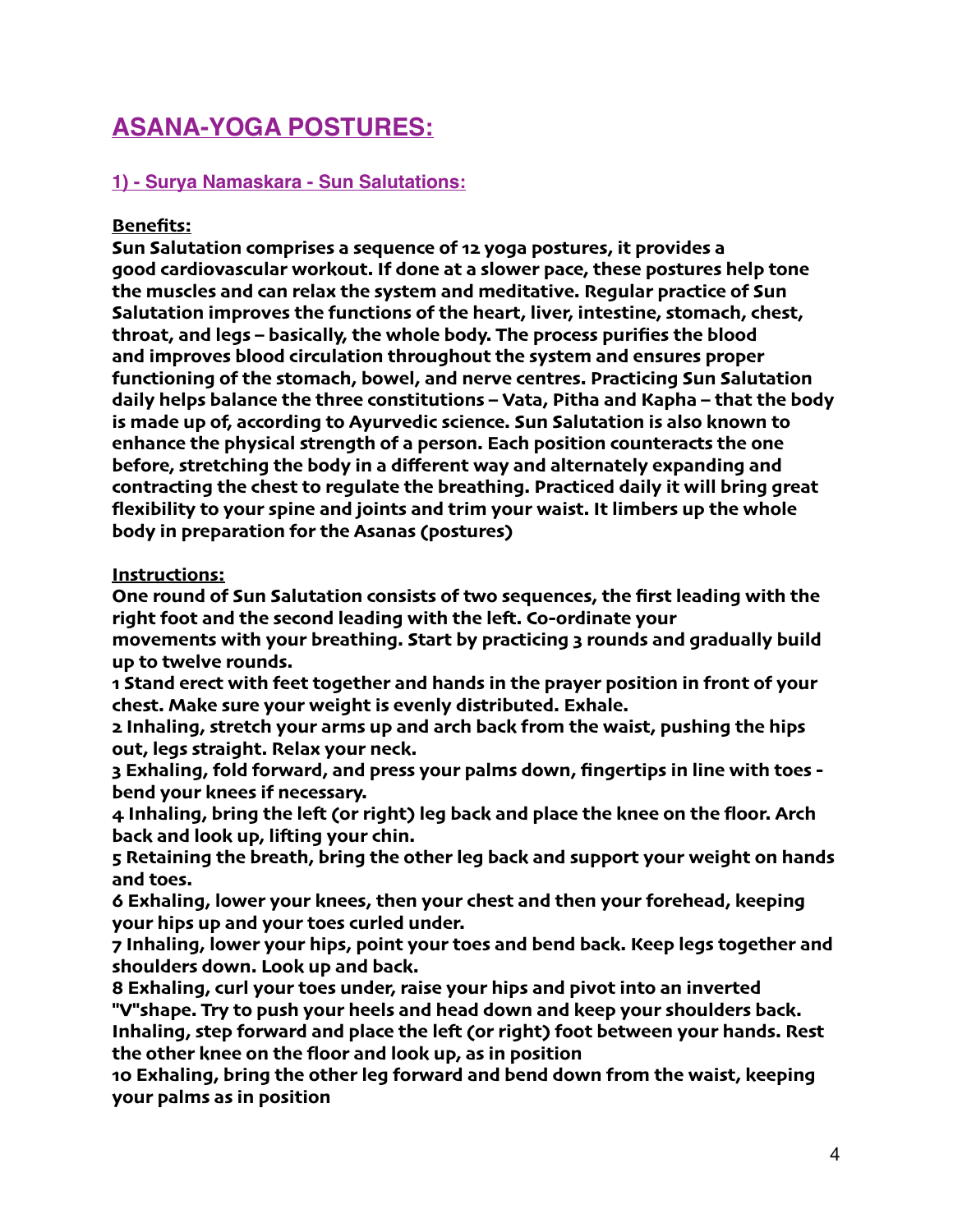# ASANA-YOGA POSTURES:

## 1) - Surya Namaskara - Sun Salutations:

**Benefits:**

**Sun Salutation comprises a sequence of 12 yoga postures, it provides a good cardiovascular workout. If done at a slower pace, these postures help tone the muscles and can relax the system and meditative. Regular practice of Sun Salutation improves the functions of the heart, liver, intestine, stomach, chest, throat, and legs – basically, the whole body. The process purifies the blood and improves blood circulation throughout the system and ensures proper functioning of the stomach, bowel, and nerve centres. Practicing Sun Salutation daily helps balance the three constitutions – Vata, Pitha and Kapha – that the body is made up of, according to Ayurvedic science. Sun Salutation is also known to enhance the physical strength of a person. Each position counteracts the one before, stretching the body in a different way and alternately expanding and contracting the chest to regulate the breathing. Practiced daily it will bring great flexibility to your spine and joints and trim your waist. It limbers up the whole body in preparation for the Asanas (postures)**

**Instructions:**

**One round of Sun Salutation consists of two sequences, the first leading with the right foot and the second leading with the left. Co-ordinate your movements with your breathing. Start by practicing 3 rounds and gradually build up to twelve rounds.**

**1 Stand erect with feet together and hands in the prayer position in front of your chest. Make sure your weight is evenly distributed. Exhale.**

**2 Inhaling, stretch your arms up and arch back from the waist, pushing the hips out, legs straight. Relax your neck.**

**3 Exhaling, fold forward, and press your palms down, fingertips in line with toes - bend your knees if necessary.**

**4 Inhaling, bring the left (or right) leg back and place the knee on the floor. Arch back and look up, lifting your chin.**

**5 Retaining the breath, bring the other leg back and support your weight on hands and toes.**

**6 Exhaling, lower your knees, then your chest and then your forehead, keeping your hips up and your toes curled under.**

**7 Inhaling, lower your hips, point your toes and bend back. Keep legs together and shoulders down. Look up and back.**

**8 Exhaling, curl your toes under, raise your hips and pivot into an inverted "V"shape. Try to push your heels and head down and keep your shoulders back. Inhaling, step forward and place the left (or right) foot between your hands. Rest the other knee on the floor and look up, as in position**

**10 Exhaling, bring the other leg forward and bend down from the waist, keeping your palms as in position**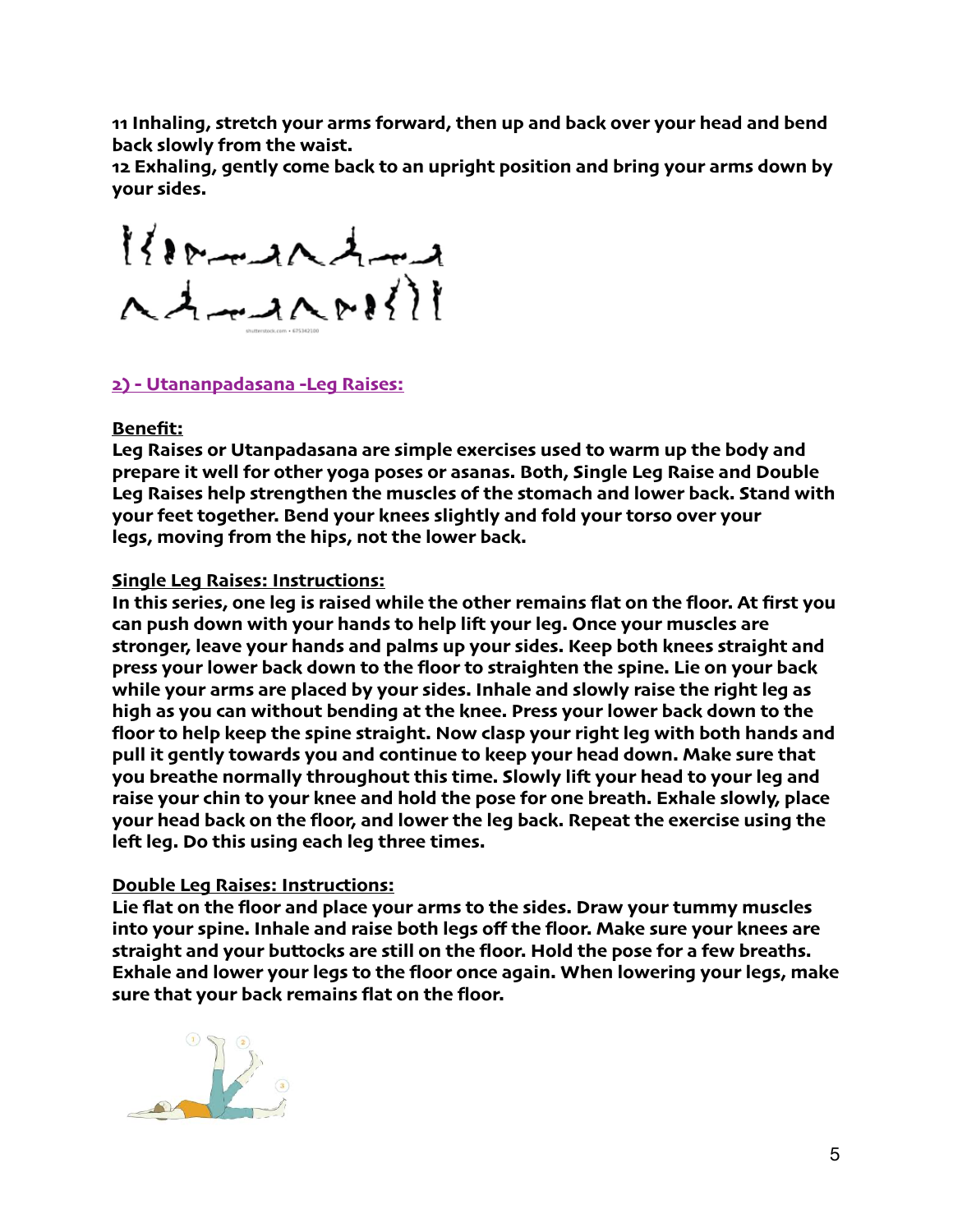**11 Inhaling, stretch your arms forward, then up and back over your head and bend back slowly from the waist.**
**12 Exhaling, gently come back to an upright position and bring your arms down by your sides.**

## 2) - Utananpadasana -Leg Raises:

**Benefit:**

**Leg Raises or Utanpadasana are simple exercises used to warm up the body and prepare it well for other yoga poses or asanas. Both, Single Leg Raise and Double Leg Raises help strengthen the muscles of the stomach and lower back. Stand with your feet together. Bend your knees slightly and fold your torso over your legs, moving from the hips, not the lower back.**

**Single Leg Raises: Instructions:**

**In this series, one leg is raised while the other remains flat on the floor. At first you can push down with your hands to help lift your leg. Once your muscles are stronger, leave your hands and palms up your sides. Keep both knees straight and press your lower back down to the floor to straighten the spine. Lie on your back while your arms are placed by your sides. Inhale and slowly raise the right leg as high as you can without bending at the knee. Press your lower back down to the floor to help keep the spine straight. Now clasp your right leg with both hands and pull it gently towards you and continue to keep your head down. Make sure that you breathe normally throughout this time. Slowly lift your head to your leg and raise your chin to your knee and hold the pose for one breath. Exhale slowly, place your head back on the floor, and lower the leg back. Repeat the exercise using the left leg. Do this using each leg three times.**

**Double Leg Raises: Instructions:**

**Lie flat on the floor and place your arms to the sides. Draw your tummy muscles into your spine. Inhale and raise both legs off the floor. Make sure your knees are straight and your buttocks are still on the floor. Hold the pose for a few breaths. Exhale and lower your legs to the floor once again. When lowering your legs, make sure that your back remains flat on the floor.**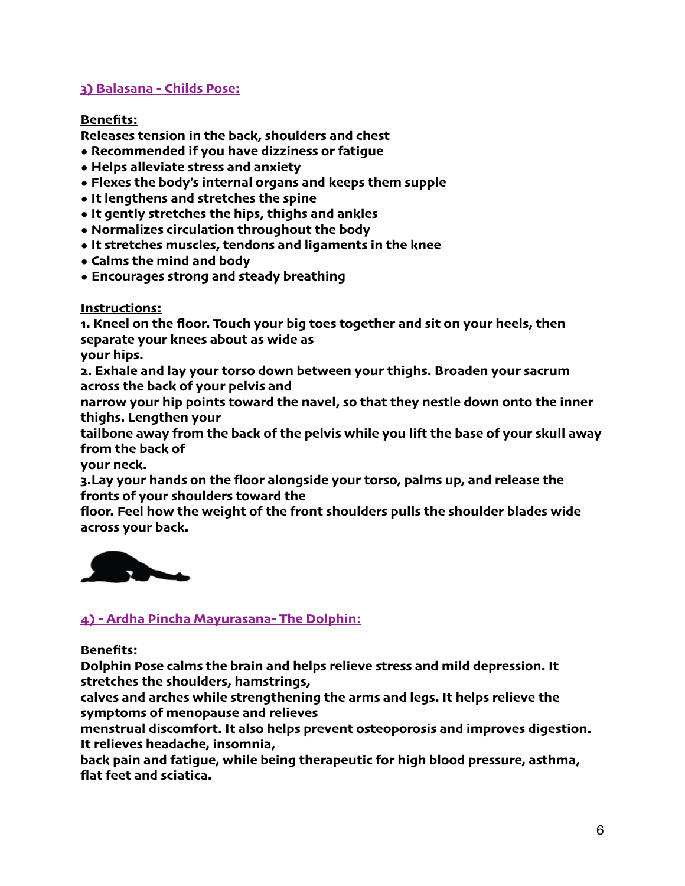### 3) Balasana - Childs Pose:

**Benefits:**

**Releases tension in the back, shoulders and chest**

- **Recommended if you have dizziness or fatigue**
- **Helps alleviate stress and anxiety**
- **Flexes the body's internal organs and keeps them supple**
- **It lengthens and stretches the spine**
- **It gently stretches the hips, thighs and ankles**
- **Normalizes circulation throughout the body**
- **It stretches muscles, tendons and ligaments in the knee**
- **Calms the mind and body**
- **Encourages strong and steady breathing**

**Instructions:**

**1. Kneel on the floor. Touch your big toes together and sit on your heels, then separate your knees about as wide as your hips.**

**2. Exhale and lay your torso down between your thighs. Broaden your sacrum across the back of your pelvis and narrow your hip points toward the navel, so that they nestle down onto the inner thighs. Lengthen your tailbone away from the back of the pelvis while you lift the base of your skull away from the back of your neck.**

**3.Lay your hands on the floor alongside your torso, palms up, and release the fronts of your shoulders toward the floor. Feel how the weight of the front shoulders pulls the shoulder blades wide across your back.**

### 4) - Ardha Pincha Mayurasana- The Dolphin:

**Benefits:**

**Dolphin Pose calms the brain and helps relieve stress and mild depression. It stretches the shoulders, hamstrings, calves and arches while strengthening the arms and legs. It helps relieve the symptoms of menopause and relieves menstrual discomfort. It also helps prevent osteoporosis and improves digestion. It relieves headache, insomnia, back pain and fatigue, while being therapeutic for high blood pressure, asthma, flat feet and sciatica.**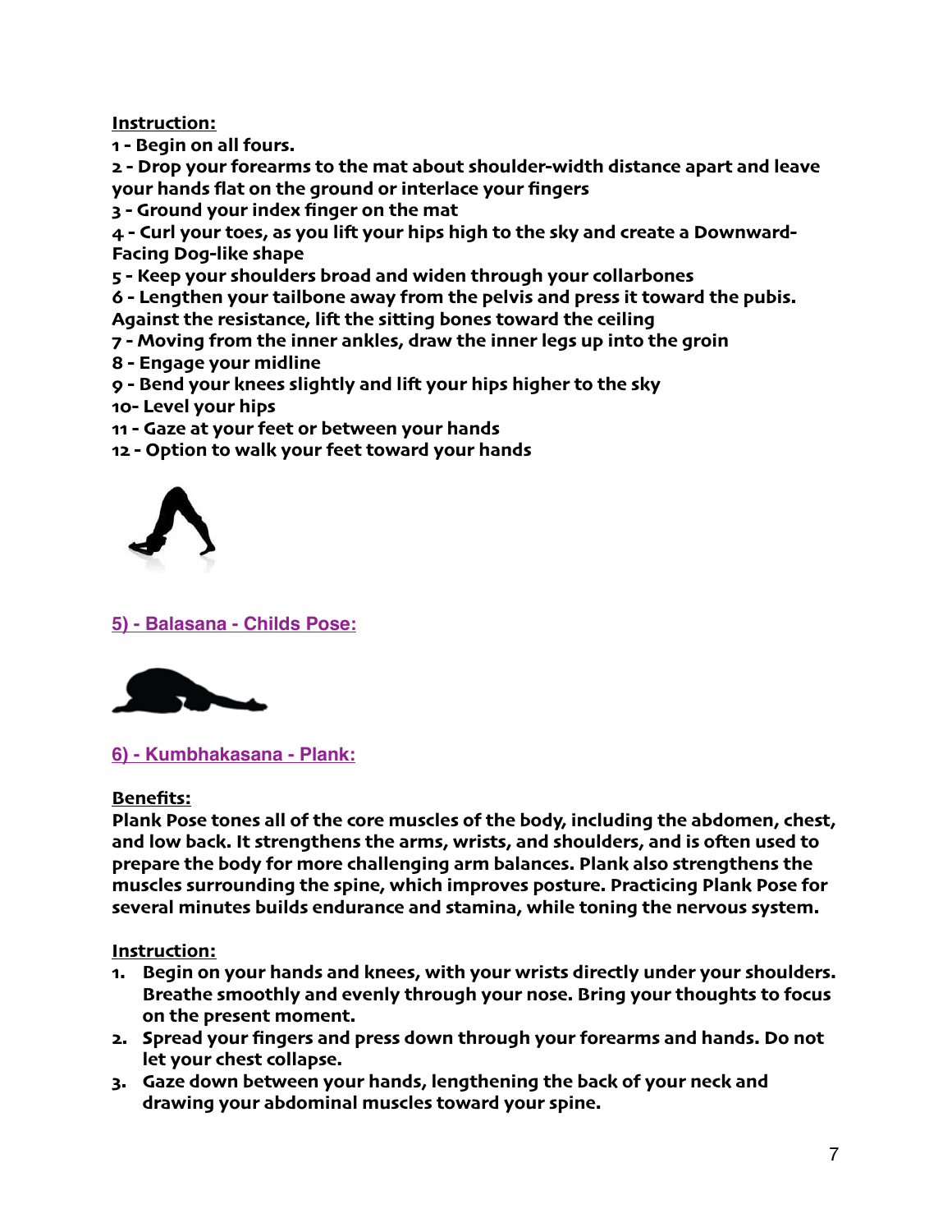**Instruction:**

1 - Begin on all fours.
2 - Drop your forearms to the mat about shoulder-width distance apart and leave your hands flat on the ground or interlace your fingers
3 - Ground your index finger on the mat
4 - Curl your toes, as you lift your hips high to the sky and create a Downward-Facing Dog-like shape
5 - Keep your shoulders broad and widen through your collarbones
6 - Lengthen your tailbone away from the pelvis and press it toward the pubis. Against the resistance, lift the sitting bones toward the ceiling
7 - Moving from the inner ankles, draw the inner legs up into the groin
8 - Engage your midline
9 - Bend your knees slightly and lift your hips higher to the sky
10- Level your hips
11 - Gaze at your feet or between your hands
12 - Option to walk your feet toward your hands

## 5) - Balasana - Childs Pose:

## 6) - Kumbhakasana - Plank:

**Benefits:**

Plank Pose tones all of the core muscles of the body, including the abdomen, chest, and low back. It strengthens the arms, wrists, and shoulders, and is often used to prepare the body for more challenging arm balances. Plank also strengthens the muscles surrounding the spine, which improves posture. Practicing Plank Pose for several minutes builds endurance and stamina, while toning the nervous system.

**Instruction:**

1. Begin on your hands and knees, with your wrists directly under your shoulders. Breathe smoothly and evenly through your nose. Bring your thoughts to focus on the present moment.
2. Spread your fingers and press down through your forearms and hands. Do not let your chest collapse.
3. Gaze down between your hands, lengthening the back of your neck and drawing your abdominal muscles toward your spine.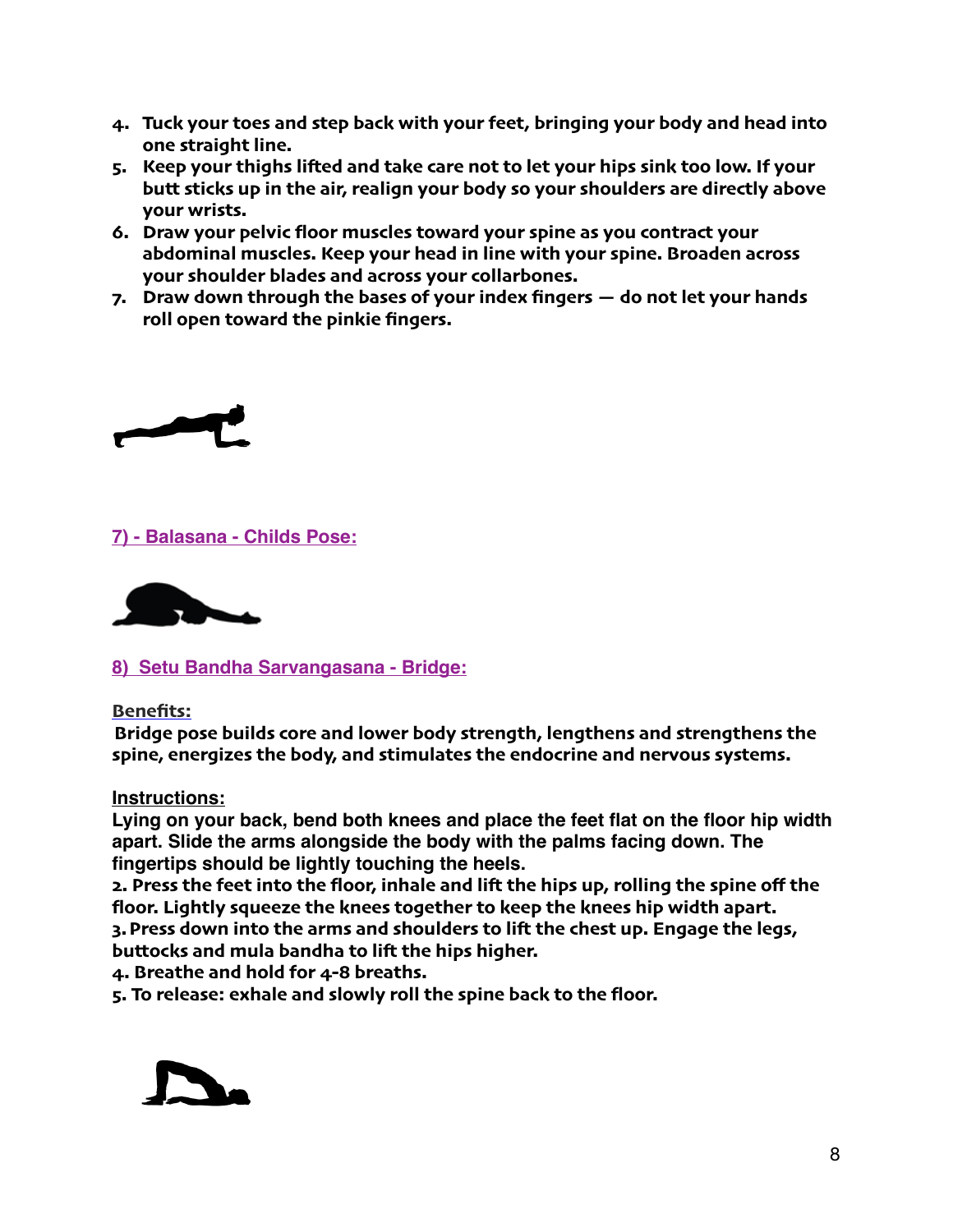4. **Tuck your toes and step back with your feet, bringing your body and head into one straight line.**
5. **Keep your thighs lifted and take care not to let your hips sink too low. If your butt sticks up in the air, realign your body so your shoulders are directly above your wrists.**
6. **Draw your pelvic floor muscles toward your spine as you contract your abdominal muscles. Keep your head in line with your spine. Broaden across your shoulder blades and across your collarbones.**
7. **Draw down through the bases of your index fingers — do not let your hands roll open toward the pinkie fingers.**

## 7) - Balasana - Childs Pose:

## 8) Setu Bandha Sarvangasana - Bridge:

**Benefits:**

**Bridge pose builds core and lower body strength, lengthens and strengthens the spine, energizes the body, and stimulates the endocrine and nervous systems.**

**Instructions:**

**Lying on your back, bend both knees and place the feet flat on the floor hip width apart. Slide the arms alongside the body with the palms facing down. The fingertips should be lightly touching the heels.**

**2. Press the feet into the floor, inhale and lift the hips up, rolling the spine off the floor. Lightly squeeze the knees together to keep the knees hip width apart.**

**3. Press down into the arms and shoulders to lift the chest up. Engage the legs, buttocks and mula bandha to lift the hips higher.**

**4. Breathe and hold for 4-8 breaths.**

**5. To release: exhale and slowly roll the spine back to the floor.**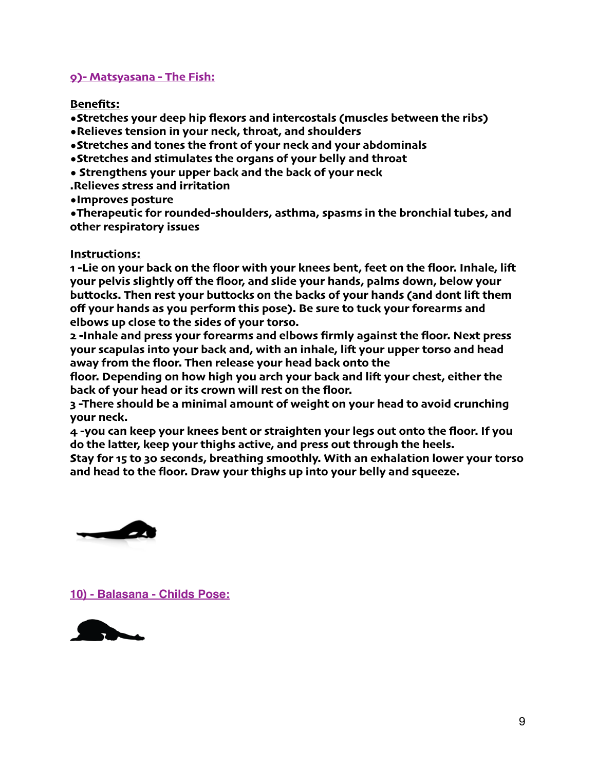## 9)- Matsyasana - The Fish:

**Benefits:**

- **Stretches your deep hip flexors and intercostals (muscles between the ribs)**
- **Relieves tension in your neck, throat, and shoulders**
- **Stretches and tones the front of your neck and your abdominals**
- **Stretches and stimulates the organs of your belly and throat**
- **Strengthens your upper back and the back of your neck**

**.Relieves stress and irritation**

- **Improves posture**
- **Therapeutic for rounded-shoulders, asthma, spasms in the bronchial tubes, and other respiratory issues**

**Instructions:**

**1 -Lie on your back on the floor with your knees bent, feet on the floor. Inhale, lift your pelvis slightly off the floor, and slide your hands, palms down, below your buttocks. Then rest your buttocks on the backs of your hands (and dont lift them off your hands as you perform this pose). Be sure to tuck your forearms and elbows up close to the sides of your torso.**

**2 -Inhale and press your forearms and elbows firmly against the floor. Next press your scapulas into your back and, with an inhale, lift your upper torso and head away from the floor. Then release your head back onto the floor. Depending on how high you arch your back and lift your chest, either the back of your head or its crown will rest on the floor.**

**3 -There should be a minimal amount of weight on your head to avoid crunching your neck.**

**4 -you can keep your knees bent or straighten your legs out onto the floor. If you do the latter, keep your thighs active, and press out through the heels.**

**Stay for 15 to 30 seconds, breathing smoothly. With an exhalation lower your torso and head to the floor. Draw your thighs up into your belly and squeeze.**

## 10) - Balasana - Childs Pose: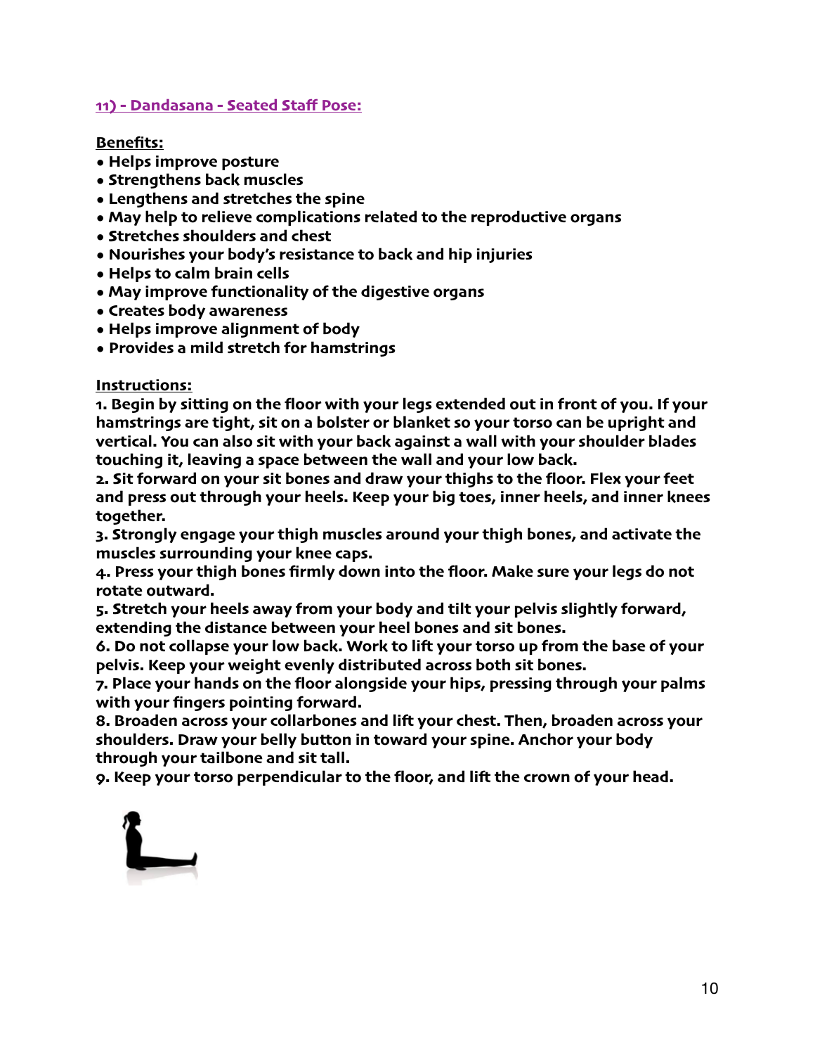## 11) - Dandasana - Seated Staff Pose:

**Benefits:**

- Helps improve posture
- Strengthens back muscles
- Lengthens and stretches the spine
- May help to relieve complications related to the reproductive organs
- Stretches shoulders and chest
- Nourishes your body's resistance to back and hip injuries
- Helps to calm brain cells
- May improve functionality of the digestive organs
- Creates body awareness
- Helps improve alignment of body
- Provides a mild stretch for hamstrings

**Instructions:**

1. Begin by sitting on the floor with your legs extended out in front of you. If your hamstrings are tight, sit on a bolster or blanket so your torso can be upright and vertical. You can also sit with your back against a wall with your shoulder blades touching it, leaving a space between the wall and your low back.
2. Sit forward on your sit bones and draw your thighs to the floor. Flex your feet and press out through your heels. Keep your big toes, inner heels, and inner knees together.
3. Strongly engage your thigh muscles around your thigh bones, and activate the muscles surrounding your knee caps.
4. Press your thigh bones firmly down into the floor. Make sure your legs do not rotate outward.
5. Stretch your heels away from your body and tilt your pelvis slightly forward, extending the distance between your heel bones and sit bones.
6. Do not collapse your low back. Work to lift your torso up from the base of your pelvis. Keep your weight evenly distributed across both sit bones.
7. Place your hands on the floor alongside your hips, pressing through your palms with your fingers pointing forward.
8. Broaden across your collarbones and lift your chest. Then, broaden across your shoulders. Draw your belly button in toward your spine. Anchor your body through your tailbone and sit tall.
9. Keep your torso perpendicular to the floor, and lift the crown of your head.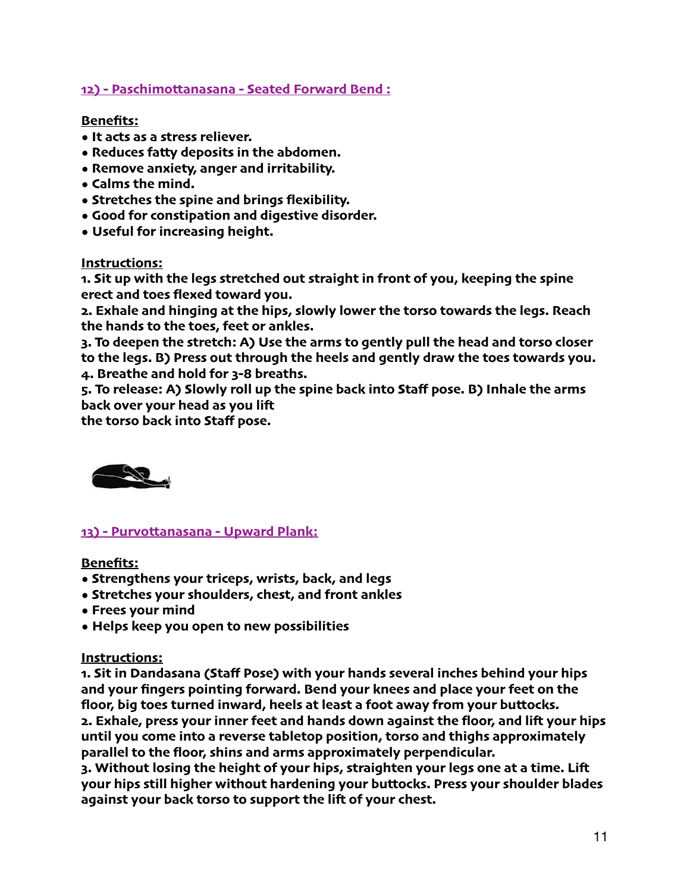### 12) - Paschimottanasana - Seated Forward Bend :

**Benefits:**

- **It acts as a stress reliever.**
- **Reduces fatty deposits in the abdomen.**
- **Remove anxiety, anger and irritability.**
- **Calms the mind.**
- **Stretches the spine and brings flexibility.**
- **Good for constipation and digestive disorder.**
- **Useful for increasing height.**

**Instructions:**

**1. Sit up with the legs stretched out straight in front of you, keeping the spine erect and toes flexed toward you.**
**2. Exhale and hinging at the hips, slowly lower the torso towards the legs. Reach the hands to the toes, feet or ankles.**
**3. To deepen the stretch: A) Use the arms to gently pull the head and torso closer to the legs. B) Press out through the heels and gently draw the toes towards you.**
**4. Breathe and hold for 3-8 breaths.**
**5. To release: A) Slowly roll up the spine back into Staff pose. B) Inhale the arms back over your head as you lift the torso back into Staff pose.**

### 13) - Purvottanasana - Upward Plank:

**Benefits:**

- **Strengthens your triceps, wrists, back, and legs**
- **Stretches your shoulders, chest, and front ankles**
- **Frees your mind**
- **Helps keep you open to new possibilities**

**Instructions:**

**1. Sit in Dandasana (Staff Pose) with your hands several inches behind your hips and your fingers pointing forward. Bend your knees and place your feet on the floor, big toes turned inward, heels at least a foot away from your buttocks.**
**2. Exhale, press your inner feet and hands down against the floor, and lift your hips until you come into a reverse tabletop position, torso and thighs approximately parallel to the floor, shins and arms approximately perpendicular.**
**3. Without losing the height of your hips, straighten your legs one at a time. Lift your hips still higher without hardening your buttocks. Press your shoulder blades against your back torso to support the lift of your chest.**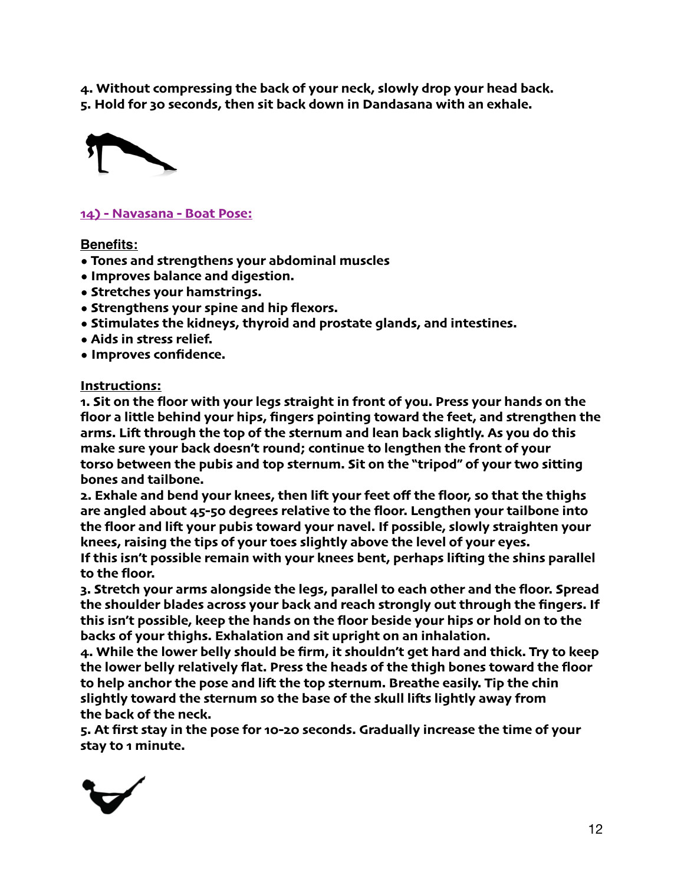**4. Without compressing the back of your neck, slowly drop your head back.**
**5. Hold for 30 seconds, then sit back down in Dandasana with an exhale.**

### 14) - Navasana - Boat Pose:

**Benefits:**

- **Tones and strengthens your abdominal muscles**
- **Improves balance and digestion.**
- **Stretches your hamstrings.**
- **Strengthens your spine and hip flexors.**
- **Stimulates the kidneys, thyroid and prostate glands, and intestines.**
- **Aids in stress relief.**
- **Improves confidence.**

**Instructions:**

**1. Sit on the floor with your legs straight in front of you. Press your hands on the floor a little behind your hips, fingers pointing toward the feet, and strengthen the arms. Lift through the top of the sternum and lean back slightly. As you do this make sure your back doesn't round; continue to lengthen the front of your torso between the pubis and top sternum. Sit on the "tripod" of your two sitting bones and tailbone.**

**2. Exhale and bend your knees, then lift your feet off the floor, so that the thighs are angled about 45-50 degrees relative to the floor. Lengthen your tailbone into the floor and lift your pubis toward your navel. If possible, slowly straighten your knees, raising the tips of your toes slightly above the level of your eyes. If this isn't possible remain with your knees bent, perhaps lifting the shins parallel to the floor.**

**3. Stretch your arms alongside the legs, parallel to each other and the floor. Spread the shoulder blades across your back and reach strongly out through the fingers. If this isn't possible, keep the hands on the floor beside your hips or hold on to the backs of your thighs. Exhalation and sit upright on an inhalation.**

**4. While the lower belly should be firm, it shouldn't get hard and thick. Try to keep the lower belly relatively flat. Press the heads of the thigh bones toward the floor to help anchor the pose and lift the top sternum. Breathe easily. Tip the chin slightly toward the sternum so the base of the skull lifts lightly away from the back of the neck.**

**5. At first stay in the pose for 10-20 seconds. Gradually increase the time of your stay to 1 minute.**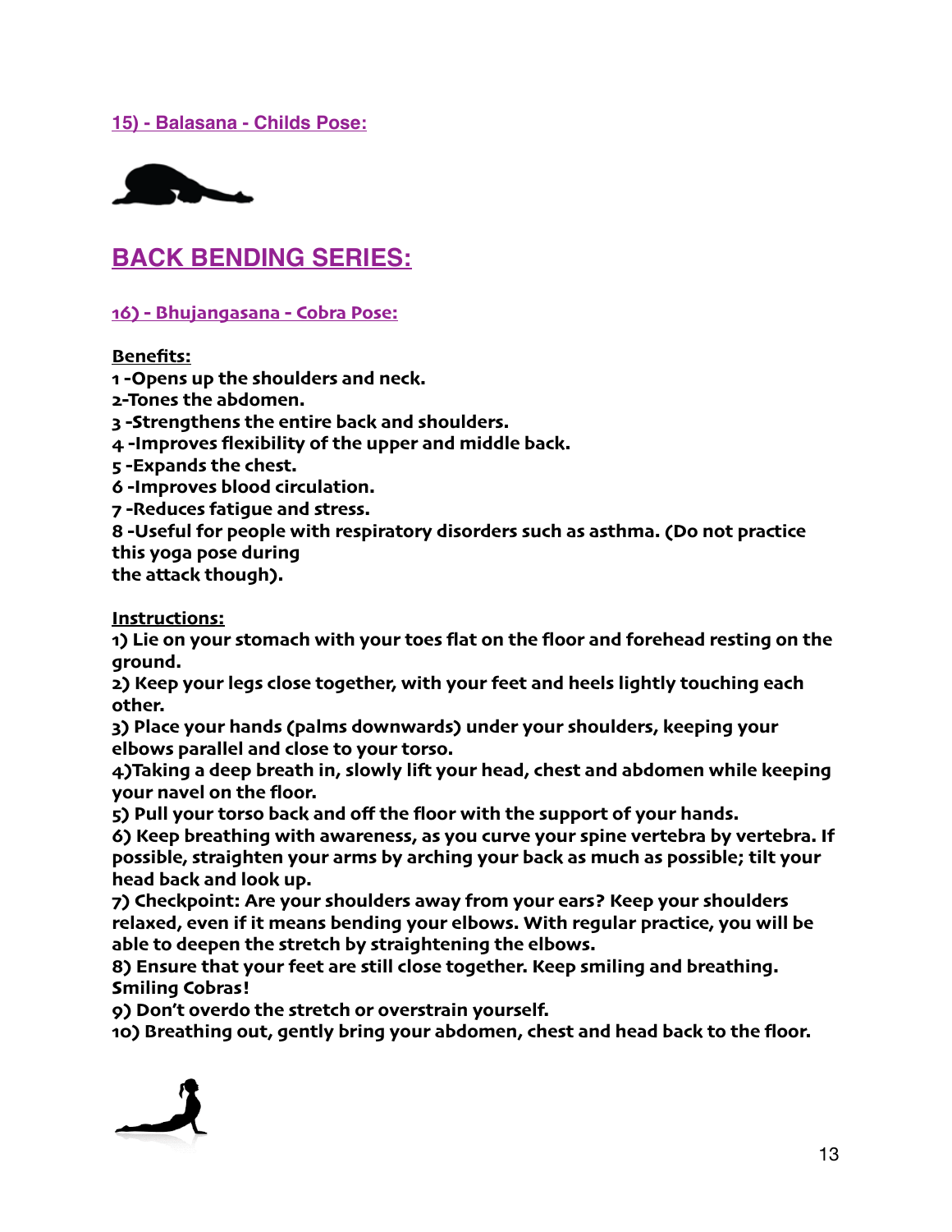### 15) - Balasana - Childs Pose:

## BACK BENDING SERIES:

### 16) - Bhujangasana - Cobra Pose:

**Benefits:**

**1 -Opens up the shoulders and neck.**
**2-Tones the abdomen.**
**3 -Strengthens the entire back and shoulders.**
**4 -Improves flexibility of the upper and middle back.**
**5 -Expands the chest.**
**6 -Improves blood circulation.**
**7 -Reduces fatigue and stress.**
**8 -Useful for people with respiratory disorders such as asthma. (Do not practice this yoga pose during the attack though).**

**Instructions:**

**1) Lie on your stomach with your toes flat on the floor and forehead resting on the ground.**
**2) Keep your legs close together, with your feet and heels lightly touching each other.**
**3) Place your hands (palms downwards) under your shoulders, keeping your elbows parallel and close to your torso.**
**4)Taking a deep breath in, slowly lift your head, chest and abdomen while keeping your navel on the floor.**
**5) Pull your torso back and off the floor with the support of your hands.**
**6) Keep breathing with awareness, as you curve your spine vertebra by vertebra. If possible, straighten your arms by arching your back as much as possible; tilt your head back and look up.**
**7) Checkpoint: Are your shoulders away from your ears? Keep your shoulders relaxed, even if it means bending your elbows. With regular practice, you will be able to deepen the stretch by straightening the elbows.**
**8) Ensure that your feet are still close together. Keep smiling and breathing. Smiling Cobras!**
**9) Don't overdo the stretch or overstrain yourself.**
**10) Breathing out, gently bring your abdomen, chest and head back to the floor.**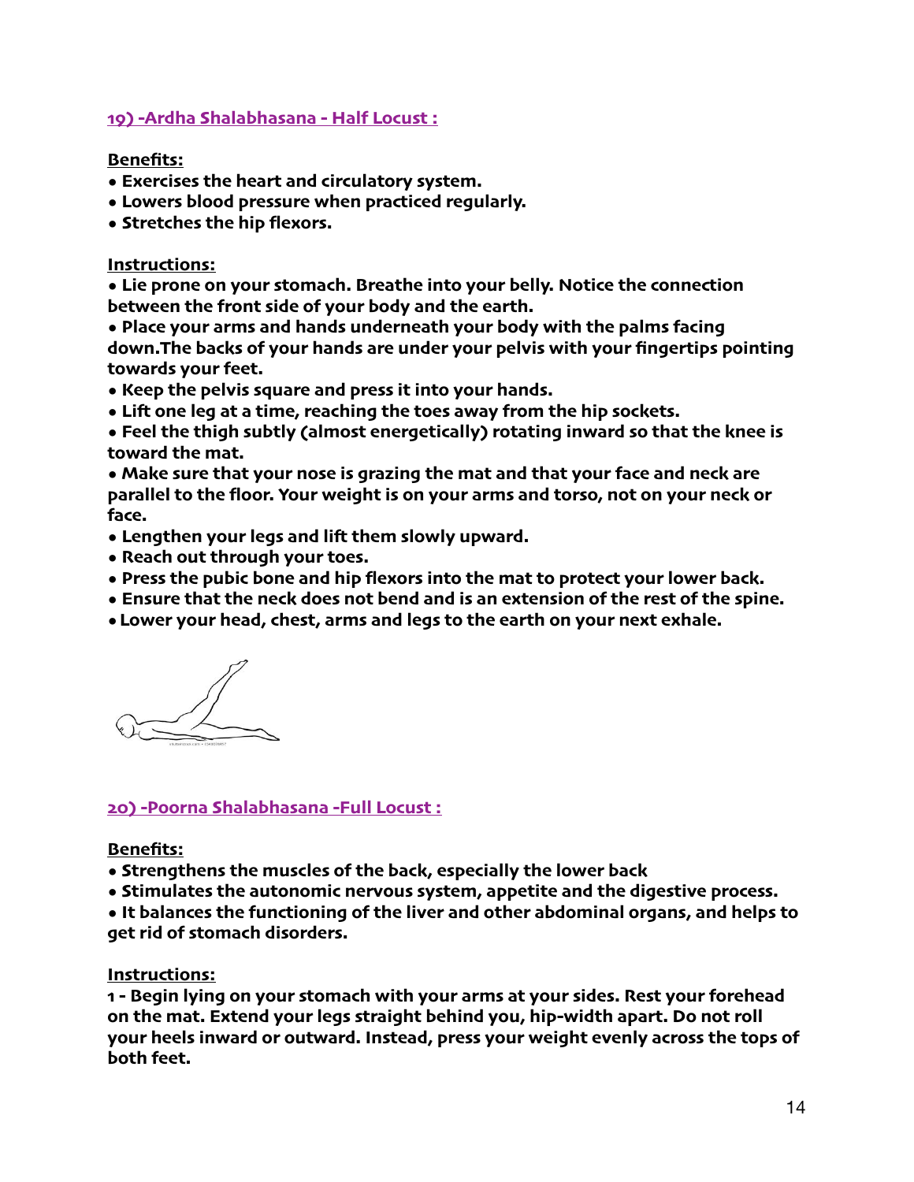## 19) -Ardha Shalabhasana - Half Locust :

**Benefits:**

- Exercises the heart and circulatory system.
- Lowers blood pressure when practiced regularly.
- Stretches the hip flexors.

**Instructions:**

- Lie prone on your stomach. Breathe into your belly. Notice the connection between the front side of your body and the earth.
- Place your arms and hands underneath your body with the palms facing down.The backs of your hands are under your pelvis with your fingertips pointing towards your feet.
- Keep the pelvis square and press it into your hands.
- Lift one leg at a time, reaching the toes away from the hip sockets.
- Feel the thigh subtly (almost energetically) rotating inward so that the knee is toward the mat.
- Make sure that your nose is grazing the mat and that your face and neck are parallel to the floor. Your weight is on your arms and torso, not on your neck or face.
- Lengthen your legs and lift them slowly upward.
- Reach out through your toes.
- Press the pubic bone and hip flexors into the mat to protect your lower back.
- Ensure that the neck does not bend and is an extension of the rest of the spine.
- Lower your head, chest, arms and legs to the earth on your next exhale.

## 20) -Poorna Shalabhasana -Full Locust :

**Benefits:**

- Strengthens the muscles of the back, especially the lower back
- Stimulates the autonomic nervous system, appetite and the digestive process.
- It balances the functioning of the liver and other abdominal organs, and helps to get rid of stomach disorders.

**Instructions:**

1 - Begin lying on your stomach with your arms at your sides. Rest your forehead on the mat. Extend your legs straight behind you, hip-width apart. Do not roll your heels inward or outward. Instead, press your weight evenly across the tops of both feet.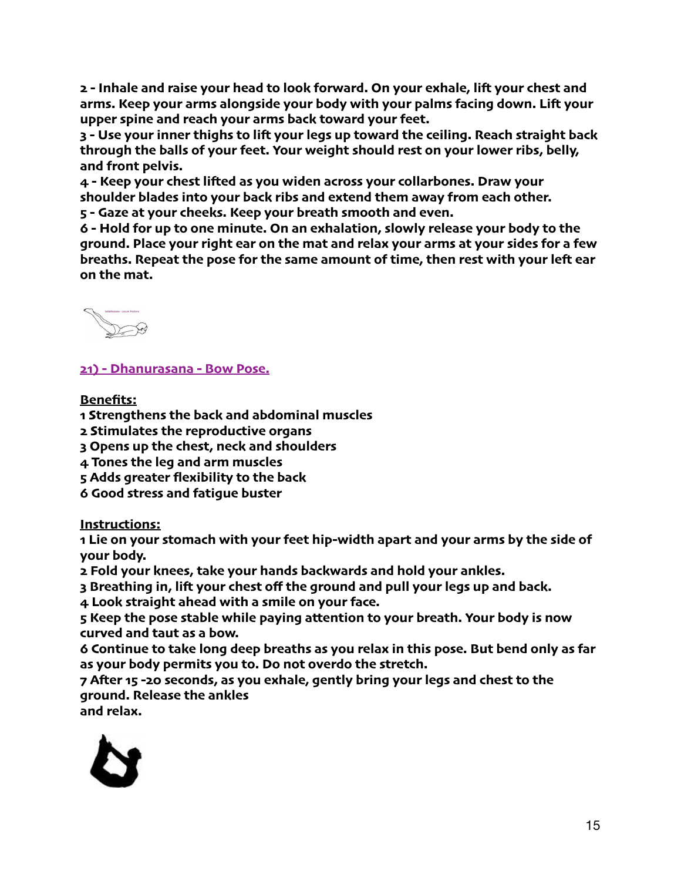**2 - Inhale and raise your head to look forward. On your exhale, lift your chest and arms. Keep your arms alongside your body with your palms facing down. Lift your upper spine and reach your arms back toward your feet.**
**3 - Use your inner thighs to lift your legs up toward the ceiling. Reach straight back through the balls of your feet. Your weight should rest on your lower ribs, belly, and front pelvis.**
**4 - Keep your chest lifted as you widen across your collarbones. Draw your shoulder blades into your back ribs and extend them away from each other.**
**5 - Gaze at your cheeks. Keep your breath smooth and even.**
**6 - Hold for up to one minute. On an exhalation, slowly release your body to the ground. Place your right ear on the mat and relax your arms at your sides for a few breaths. Repeat the pose for the same amount of time, then rest with your left ear on the mat.**

## 21) - Dhanurasana - Bow Pose.

**Benefits:**

**1 Strengthens the back and abdominal muscles**
**2 Stimulates the reproductive organs**
**3 Opens up the chest, neck and shoulders**
**4 Tones the leg and arm muscles**
**5 Adds greater flexibility to the back**
**6 Good stress and fatigue buster**

**Instructions:**

**1 Lie on your stomach with your feet hip-width apart and your arms by the side of your body.**
**2 Fold your knees, take your hands backwards and hold your ankles.**
**3 Breathing in, lift your chest off the ground and pull your legs up and back.**
**4 Look straight ahead with a smile on your face.**
**5 Keep the pose stable while paying attention to your breath. Your body is now curved and taut as a bow.**
**6 Continue to take long deep breaths as you relax in this pose. But bend only as far as your body permits you to. Do not overdo the stretch.**
**7 After 15 -20 seconds, as you exhale, gently bring your legs and chest to the ground. Release the ankles and relax.**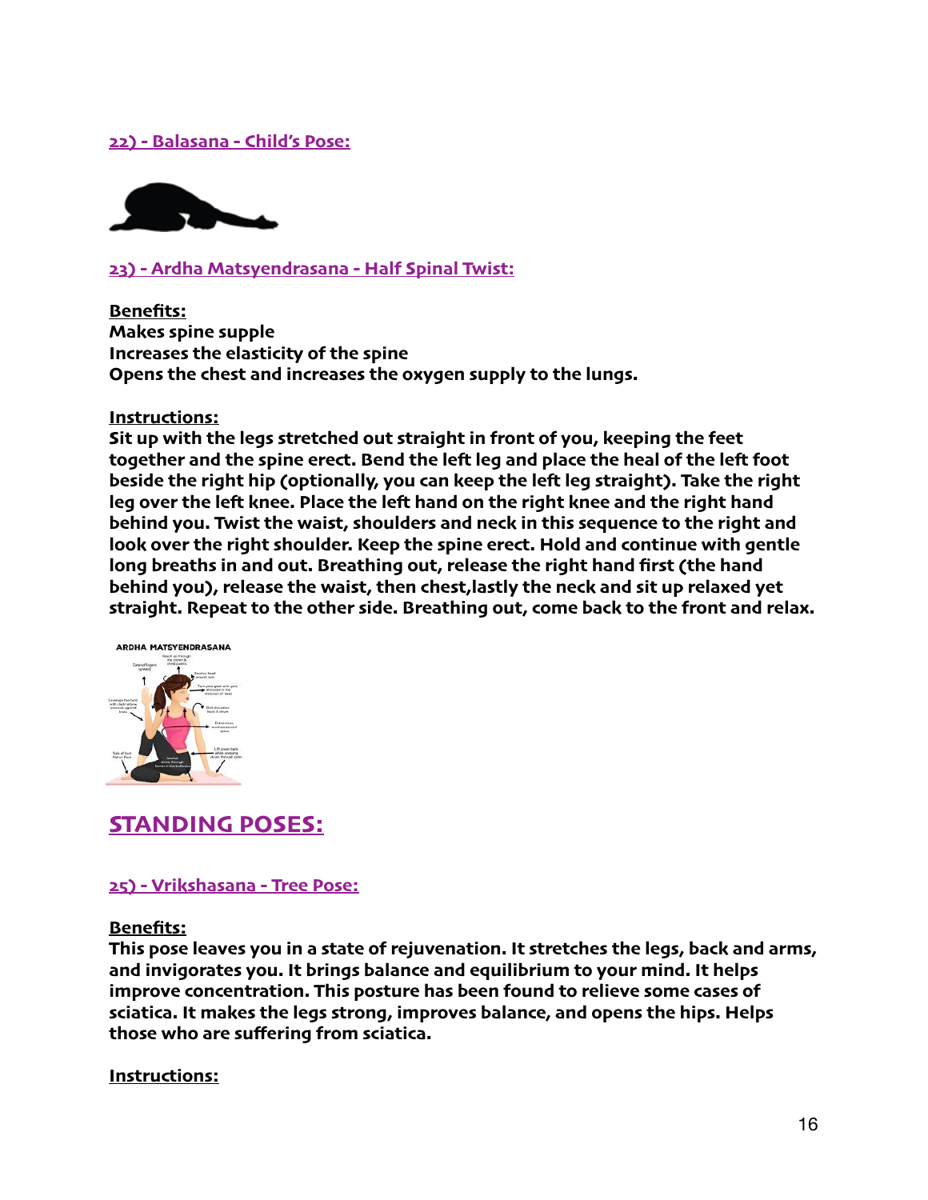### 22) - Balasana - Child's Pose:

### 23) - Ardha Matsyendrasana - Half Spinal Twist:

**Benefits:**
**Makes spine supple**
**Increases the elasticity of the spine**
**Opens the chest and increases the oxygen supply to the lungs.**

**Instructions:**
**Sit up with the legs stretched out straight in front of you, keeping the feet together and the spine erect. Bend the left leg and place the heal of the left foot beside the right hip (optionally, you can keep the left leg straight). Take the right leg over the left knee. Place the left hand on the right knee and the right hand behind you. Twist the waist, shoulders and neck in this sequence to the right and look over the right shoulder. Keep the spine erect. Hold and continue with gentle long breaths in and out. Breathing out, release the right hand first (the hand behind you), release the waist, then chest,lastly the neck and sit up relaxed yet straight. Repeat to the other side. Breathing out, come back to the front and relax.**

## STANDING POSES:

### 25) - Vrikshasana - Tree Pose:

**Benefits:**
**This pose leaves you in a state of rejuvenation. It stretches the legs, back and arms, and invigorates you. It brings balance and equilibrium to your mind. It helps improve concentration. This posture has been found to relieve some cases of sciatica. It makes the legs strong, improves balance, and opens the hips. Helps those who are suffering from sciatica.**

**Instructions:**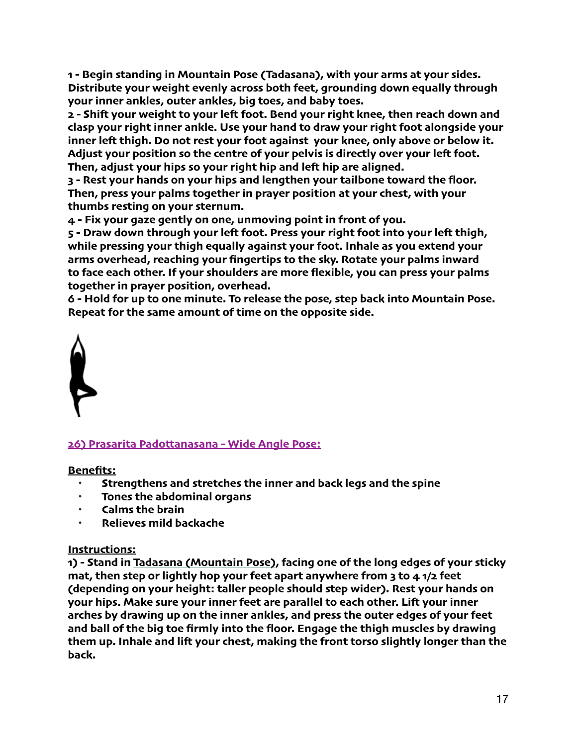**1 - Begin standing in Mountain Pose (Tadasana), with your arms at your sides. Distribute your weight evenly across both feet, grounding down equally through your inner ankles, outer ankles, big toes, and baby toes.**
**2 - Shift your weight to your left foot. Bend your right knee, then reach down and clasp your right inner ankle. Use your hand to draw your right foot alongside your inner left thigh. Do not rest your foot against your knee, only above or below it. Adjust your position so the centre of your pelvis is directly over your left foot. Then, adjust your hips so your right hip and left hip are aligned.**
**3 - Rest your hands on your hips and lengthen your tailbone toward the floor. Then, press your palms together in prayer position at your chest, with your thumbs resting on your sternum.**
**4 - Fix your gaze gently on one, unmoving point in front of you.**
**5 - Draw down through your left foot. Press your right foot into your left thigh, while pressing your thigh equally against your foot. Inhale as you extend your arms overhead, reaching your fingertips to the sky. Rotate your palms inward to face each other. If your shoulders are more flexible, you can press your palms together in prayer position, overhead.**
**6 - Hold for up to one minute. To release the pose, step back into Mountain Pose. Repeat for the same amount of time on the opposite side.**

## 26) Prasarita Padottanasana - Wide Angle Pose:

**Benefits:**

- **Strengthens and stretches the inner and back legs and the spine**
- **Tones the abdominal organs**
- **Calms the brain**
- **Relieves mild backache**

**Instructions:**

**1) - Stand in Tadasana (Mountain Pose), facing one of the long edges of your sticky mat, then step or lightly hop your feet apart anywhere from 3 to 4 1/2 feet (depending on your height: taller people should step wider). Rest your hands on your hips. Make sure your inner feet are parallel to each other. Lift your inner arches by drawing up on the inner ankles, and press the outer edges of your feet and ball of the big toe firmly into the floor. Engage the thigh muscles by drawing them up. Inhale and lift your chest, making the front torso slightly longer than the back.**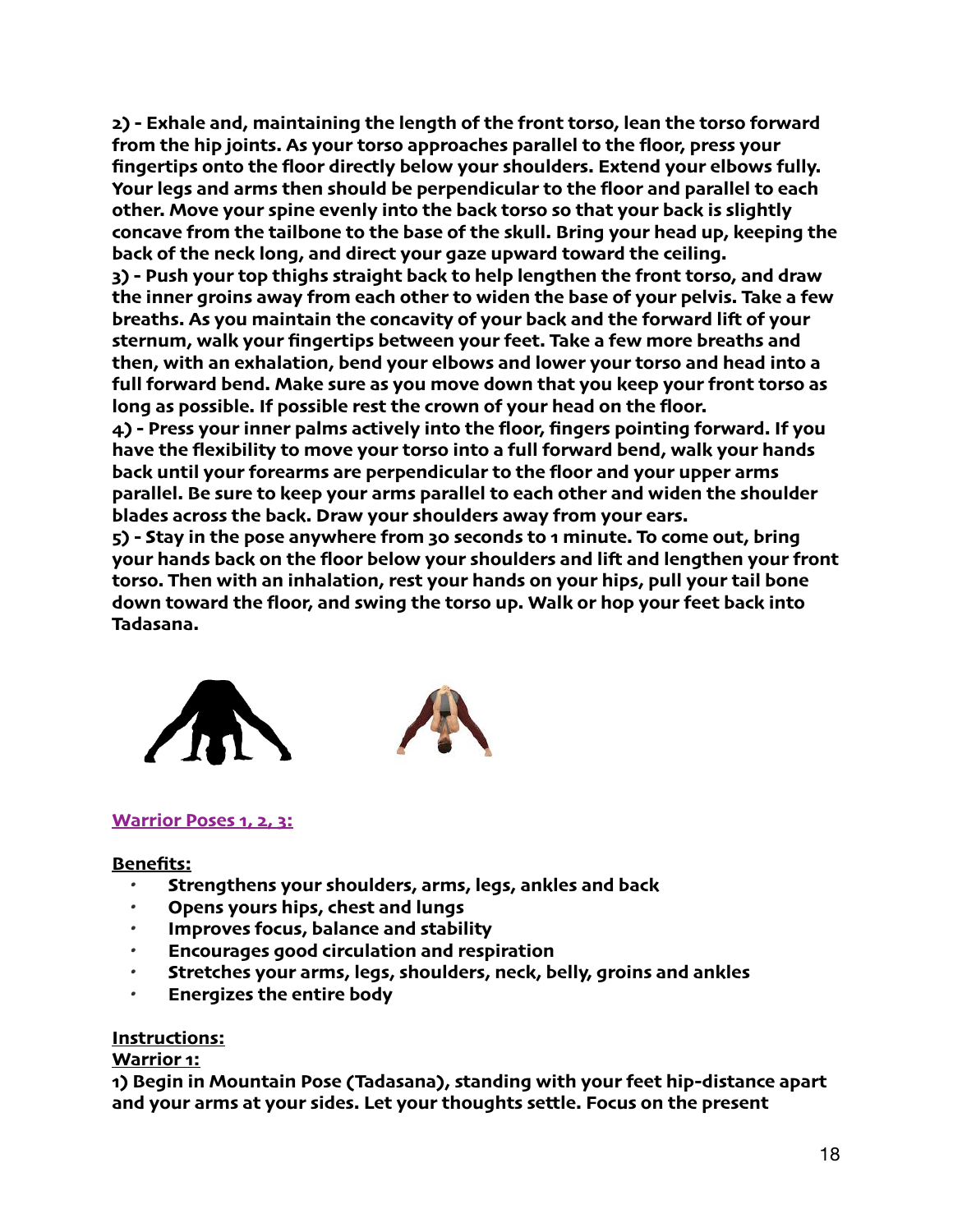**2) - Exhale and, maintaining the length of the front torso, lean the torso forward from the hip joints. As your torso approaches parallel to the floor, press your fingertips onto the floor directly below your shoulders. Extend your elbows fully. Your legs and arms then should be perpendicular to the floor and parallel to each other. Move your spine evenly into the back torso so that your back is slightly concave from the tailbone to the base of the skull. Bring your head up, keeping the back of the neck long, and direct your gaze upward toward the ceiling.**

**3) - Push your top thighs straight back to help lengthen the front torso, and draw the inner groins away from each other to widen the base of your pelvis. Take a few breaths. As you maintain the concavity of your back and the forward lift of your sternum, walk your fingertips between your feet. Take a few more breaths and then, with an exhalation, bend your elbows and lower your torso and head into a full forward bend. Make sure as you move down that you keep your front torso as long as possible. If possible rest the crown of your head on the floor.**

**4) - Press your inner palms actively into the floor, fingers pointing forward. If you have the flexibility to move your torso into a full forward bend, walk your hands back until your forearms are perpendicular to the floor and your upper arms parallel. Be sure to keep your arms parallel to each other and widen the shoulder blades across the back. Draw your shoulders away from your ears.**

**5) - Stay in the pose anywhere from 30 seconds to 1 minute. To come out, bring your hands back on the floor below your shoulders and lift and lengthen your front torso. Then with an inhalation, rest your hands on your hips, pull your tail bone down toward the floor, and swing the torso up. Walk or hop your feet back into Tadasana.**

## **Warrior Poses 1, 2, 3:**

**Benefits:**

- **Strengthens your shoulders, arms, legs, ankles and back**
- **Opens yours hips, chest and lungs**
- **Improves focus, balance and stability**
- **Encourages good circulation and respiration**
- **Stretches your arms, legs, shoulders, neck, belly, groins and ankles**
- **Energizes the entire body**

**Instructions:**

**Warrior 1:**

**1) Begin in Mountain Pose (Tadasana), standing with your feet hip-distance apart and your arms at your sides. Let your thoughts settle. Focus on the present**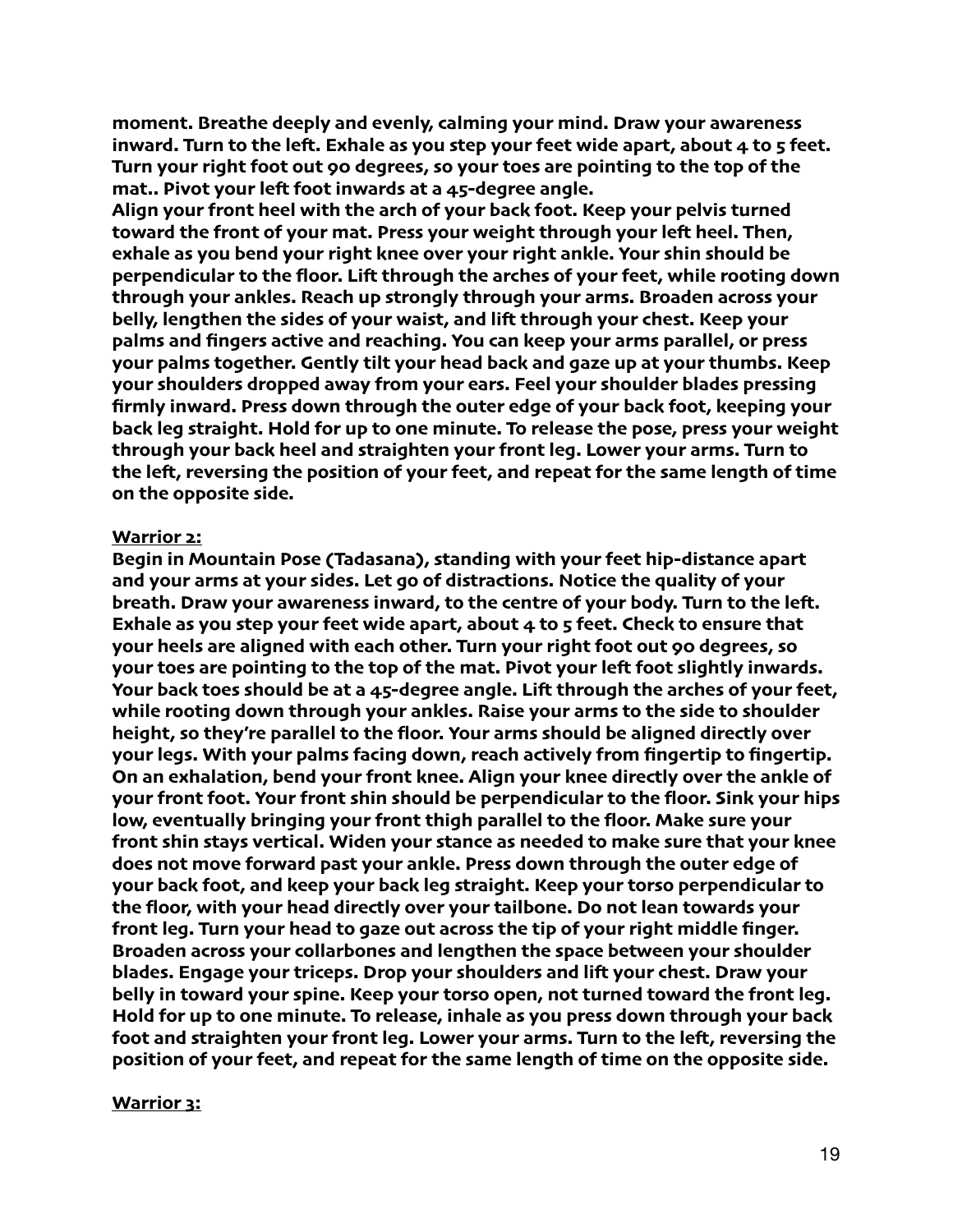**moment. Breathe deeply and evenly, calming your mind. Draw your awareness inward. Turn to the left. Exhale as you step your feet wide apart, about 4 to 5 feet. Turn your right foot out 90 degrees, so your toes are pointing to the top of the mat.. Pivot your left foot inwards at a 45-degree angle.**
**Align your front heel with the arch of your back foot. Keep your pelvis turned toward the front of your mat. Press your weight through your left heel. Then, exhale as you bend your right knee over your right ankle. Your shin should be perpendicular to the floor. Lift through the arches of your feet, while rooting down through your ankles. Reach up strongly through your arms. Broaden across your belly, lengthen the sides of your waist, and lift through your chest. Keep your palms and fingers active and reaching. You can keep your arms parallel, or press your palms together. Gently tilt your head back and gaze up at your thumbs. Keep your shoulders dropped away from your ears. Feel your shoulder blades pressing firmly inward. Press down through the outer edge of your back foot, keeping your back leg straight. Hold for up to one minute. To release the pose, press your weight through your back heel and straighten your front leg. Lower your arms. Turn to the left, reversing the position of your feet, and repeat for the same length of time on the opposite side.**

**<u>Warrior 2:</u>**

**Begin in Mountain Pose (Tadasana), standing with your feet hip-distance apart and your arms at your sides. Let go of distractions. Notice the quality of your breath. Draw your awareness inward, to the centre of your body. Turn to the left. Exhale as you step your feet wide apart, about 4 to 5 feet. Check to ensure that your heels are aligned with each other. Turn your right foot out 90 degrees, so your toes are pointing to the top of the mat. Pivot your left foot slightly inwards. Your back toes should be at a 45-degree angle. Lift through the arches of your feet, while rooting down through your ankles. Raise your arms to the side to shoulder height, so they're parallel to the floor. Your arms should be aligned directly over your legs. With your palms facing down, reach actively from fingertip to fingertip. On an exhalation, bend your front knee. Align your knee directly over the ankle of your front foot. Your front shin should be perpendicular to the floor. Sink your hips low, eventually bringing your front thigh parallel to the floor. Make sure your front shin stays vertical. Widen your stance as needed to make sure that your knee does not move forward past your ankle. Press down through the outer edge of your back foot, and keep your back leg straight. Keep your torso perpendicular to the floor, with your head directly over your tailbone. Do not lean towards your front leg. Turn your head to gaze out across the tip of your right middle finger. Broaden across your collarbones and lengthen the space between your shoulder blades. Engage your triceps. Drop your shoulders and lift your chest. Draw your belly in toward your spine. Keep your torso open, not turned toward the front leg. Hold for up to one minute. To release, inhale as you press down through your back foot and straighten your front leg. Lower your arms. Turn to the left, reversing the position of your feet, and repeat for the same length of time on the opposite side.**

**<u>Warrior 3:</u>**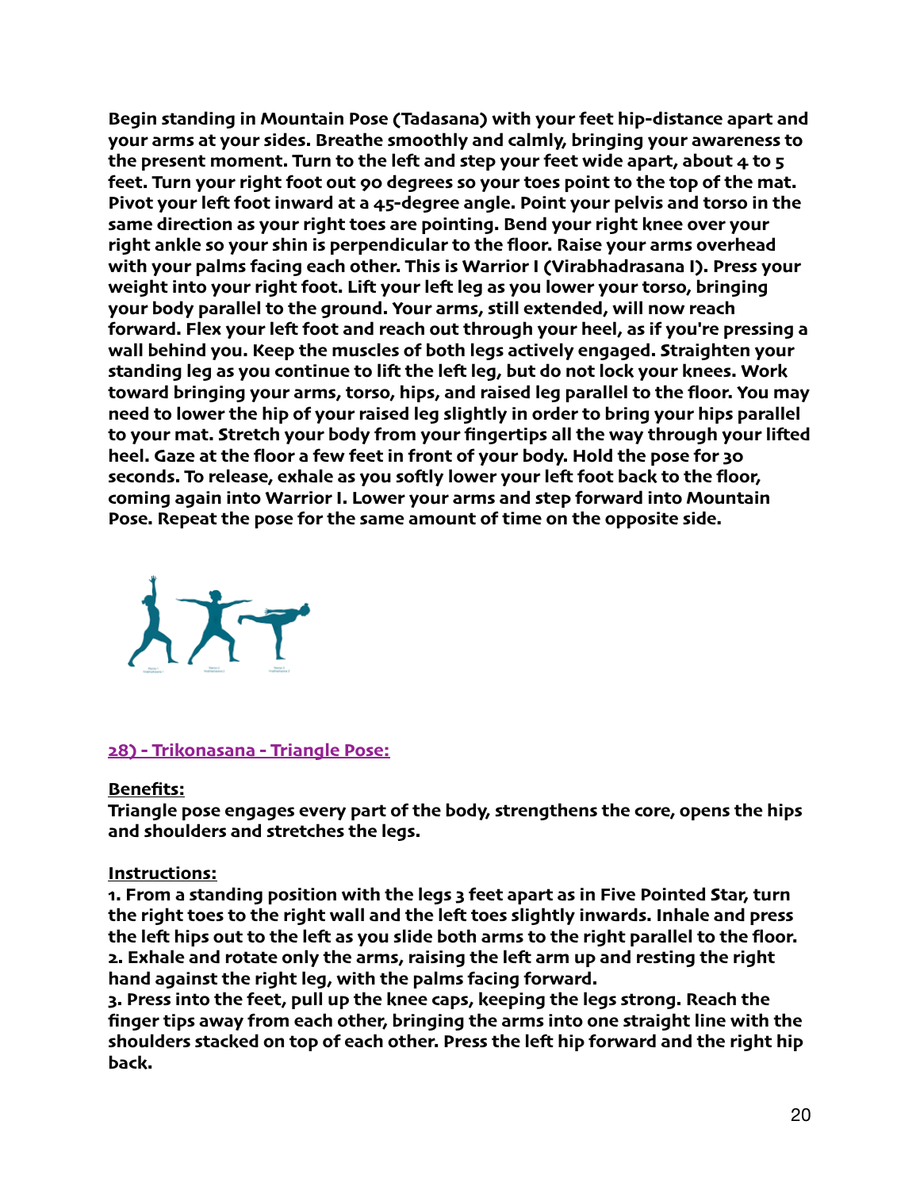**Begin standing in Mountain Pose (Tadasana) with your feet hip-distance apart and your arms at your sides. Breathe smoothly and calmly, bringing your awareness to the present moment. Turn to the left and step your feet wide apart, about 4 to 5 feet. Turn your right foot out 90 degrees so your toes point to the top of the mat. Pivot your left foot inward at a 45-degree angle. Point your pelvis and torso in the same direction as your right toes are pointing. Bend your right knee over your right ankle so your shin is perpendicular to the floor. Raise your arms overhead with your palms facing each other. This is Warrior I (Virabhadrasana I). Press your weight into your right foot. Lift your left leg as you lower your torso, bringing your body parallel to the ground. Your arms, still extended, will now reach forward. Flex your left foot and reach out through your heel, as if you're pressing a wall behind you. Keep the muscles of both legs actively engaged. Straighten your standing leg as you continue to lift the left leg, but do not lock your knees. Work toward bringing your arms, torso, hips, and raised leg parallel to the floor. You may need to lower the hip of your raised leg slightly in order to bring your hips parallel to your mat. Stretch your body from your fingertips all the way through your lifted heel. Gaze at the floor a few feet in front of your body. Hold the pose for 30 seconds. To release, exhale as you softly lower your left foot back to the floor, coming again into Warrior I. Lower your arms and step forward into Mountain Pose. Repeat the pose for the same amount of time on the opposite side.**

## 28) - Trikonasana - Triangle Pose:

**Benefits:**

**Triangle pose engages every part of the body, strengthens the core, opens the hips and shoulders and stretches the legs.**

**Instructions:**

**1. From a standing position with the legs 3 feet apart as in Five Pointed Star, turn the right toes to the right wall and the left toes slightly inwards. Inhale and press the left hips out to the left as you slide both arms to the right parallel to the floor.**
**2. Exhale and rotate only the arms, raising the left arm up and resting the right hand against the right leg, with the palms facing forward.**
**3. Press into the feet, pull up the knee caps, keeping the legs strong. Reach the finger tips away from each other, bringing the arms into one straight line with the shoulders stacked on top of each other. Press the left hip forward and the right hip back.**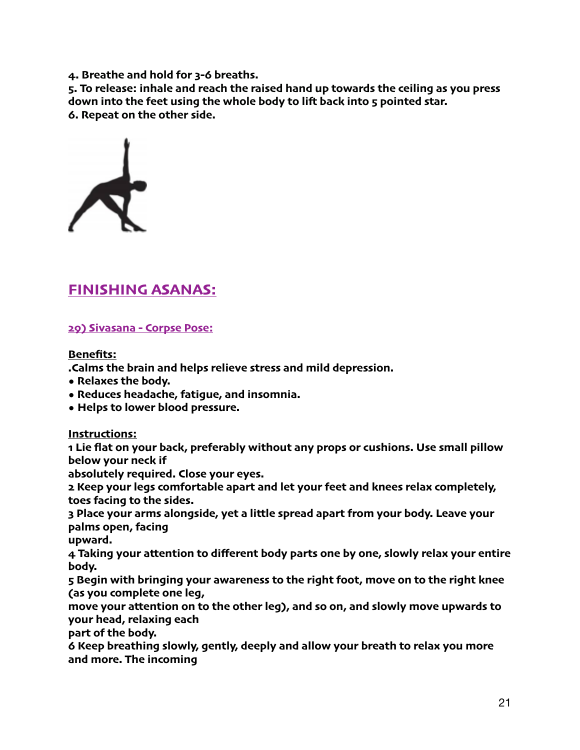**4. Breathe and hold for 3-6 breaths.**
**5. To release: inhale and reach the raised hand up towards the ceiling as you press down into the feet using the whole body to lift back into 5 pointed star.**
**6. Repeat on the other side.**

## FINISHING ASANAS:

### 29) Sivasana - Corpse Pose:

**Benefits:**

**.Calms the brain and helps relieve stress and mild depression.**

- **Relaxes the body.**
- **Reduces headache, fatigue, and insomnia.**
- **Helps to lower blood pressure.**

**Instructions:**

**1 Lie flat on your back, preferably without any props or cushions. Use small pillow below your neck if absolutely required. Close your eyes.**

**2 Keep your legs comfortable apart and let your feet and knees relax completely, toes facing to the sides.**

**3 Place your arms alongside, yet a little spread apart from your body. Leave your palms open, facing upward.**

**4 Taking your attention to different body parts one by one, slowly relax your entire body.**

**5 Begin with bringing your awareness to the right foot, move on to the right knee (as you complete one leg, move your attention on to the other leg), and so on, and slowly move upwards to your head, relaxing each part of the body.**

**6 Keep breathing slowly, gently, deeply and allow your breath to relax you more and more. The incoming**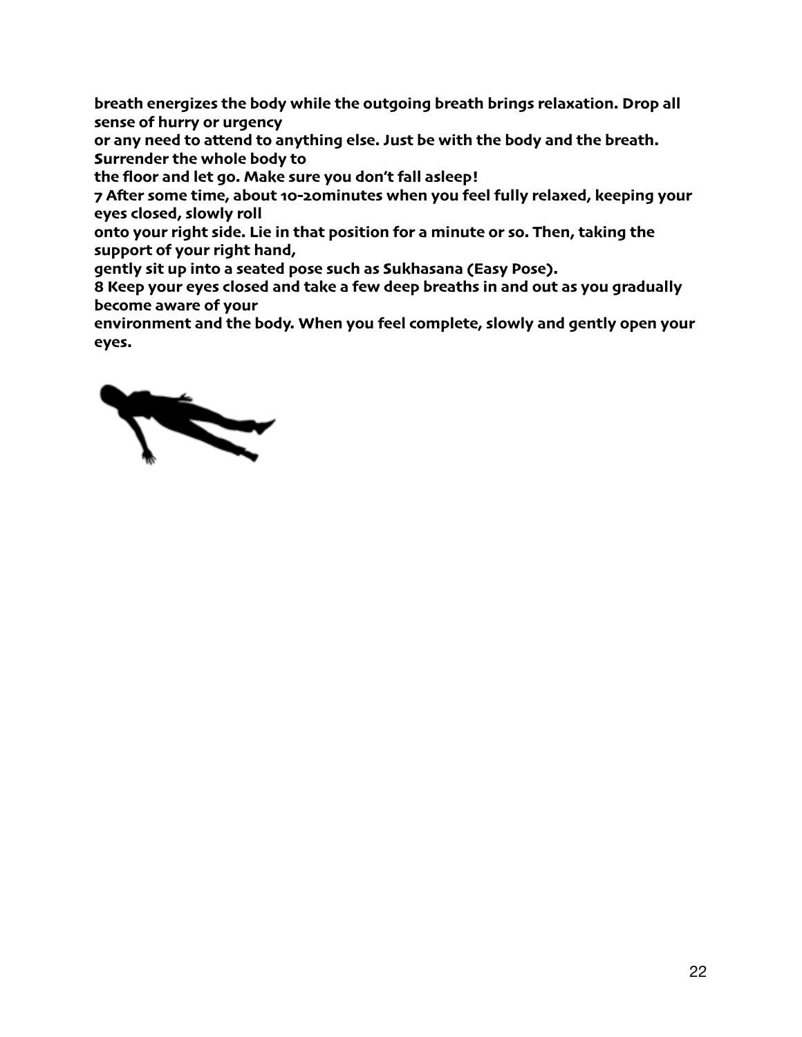**breath energizes the body while the outgoing breath brings relaxation. Drop all sense of hurry or urgency or any need to attend to anything else. Just be with the body and the breath. Surrender the whole body to the floor and let go. Make sure you don't fall asleep!**

**7 After some time, about 10-20minutes when you feel fully relaxed, keeping your eyes closed, slowly roll onto your right side. Lie in that position for a minute or so. Then, taking the support of your right hand, gently sit up into a seated pose such as Sukhasana (Easy Pose).**

**8 Keep your eyes closed and take a few deep breaths in and out as you gradually become aware of your environment and the body. When you feel complete, slowly and gently open your eyes.**